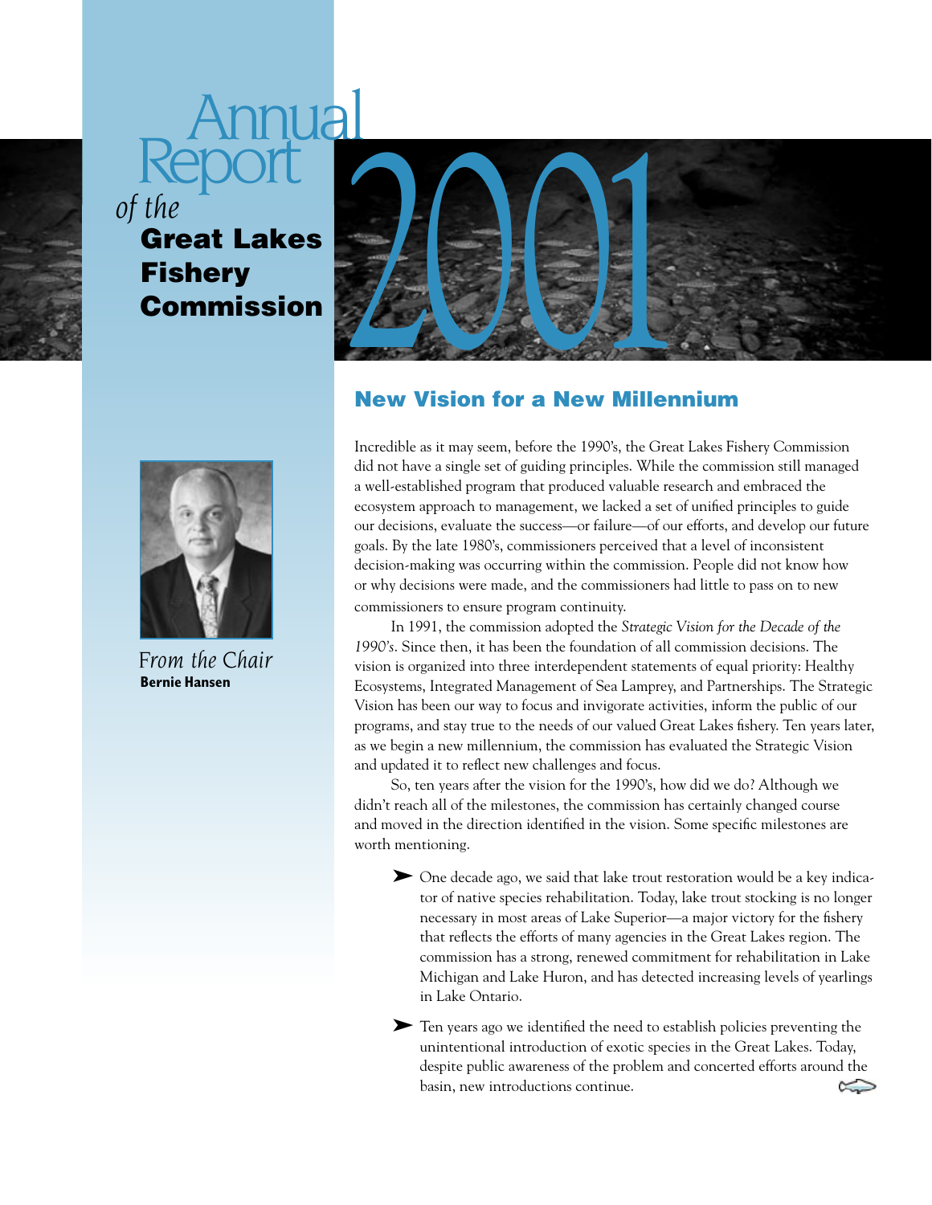# Annual Report of the Great Lakes Fishery Commission 2001

*From the Chair*
**Bernie Hansen**

## New Vision for a New Millennium

Incredible as it may seem, before the 1990's, the Great Lakes Fishery Commission did not have a single set of guiding principles. While the commission still managed a well-established program that produced valuable research and embraced the ecosystem approach to management, we lacked a set of unified principles to guide our decisions, evaluate the success—or failure—of our efforts, and develop our future goals. By the late 1980's, commissioners perceived that a level of inconsistent decision-making was occurring within the commission. People did not know how or why decisions were made, and the commissioners had little to pass on to new commissioners to ensure program continuity.

In 1991, the commission adopted the *Strategic Vision for the Decade of the 1990's*. Since then, it has been the foundation of all commission decisions. The vision is organized into three interdependent statements of equal priority: Healthy Ecosystems, Integrated Management of Sea Lamprey, and Partnerships. The Strategic Vision has been our way to focus and invigorate activities, inform the public of our programs, and stay true to the needs of our valued Great Lakes fishery. Ten years later, as we begin a new millennium, the commission has evaluated the Strategic Vision and updated it to reflect new challenges and focus.

So, ten years after the vision for the 1990's, how did we do? Although we didn't reach all of the milestones, the commission has certainly changed course and moved in the direction identified in the vision. Some specific milestones are worth mentioning.

- One decade ago, we said that lake trout restoration would be a key indicator of native species rehabilitation. Today, lake trout stocking is no longer necessary in most areas of Lake Superior—a major victory for the fishery that reflects the efforts of many agencies in the Great Lakes region. The commission has a strong, renewed commitment for rehabilitation in Lake Michigan and Lake Huron, and has detected increasing levels of yearlings in Lake Ontario.

- Ten years ago we identified the need to establish policies preventing the unintentional introduction of exotic species in the Great Lakes. Today, despite public awareness of the problem and concerted efforts around the basin, new introductions continue.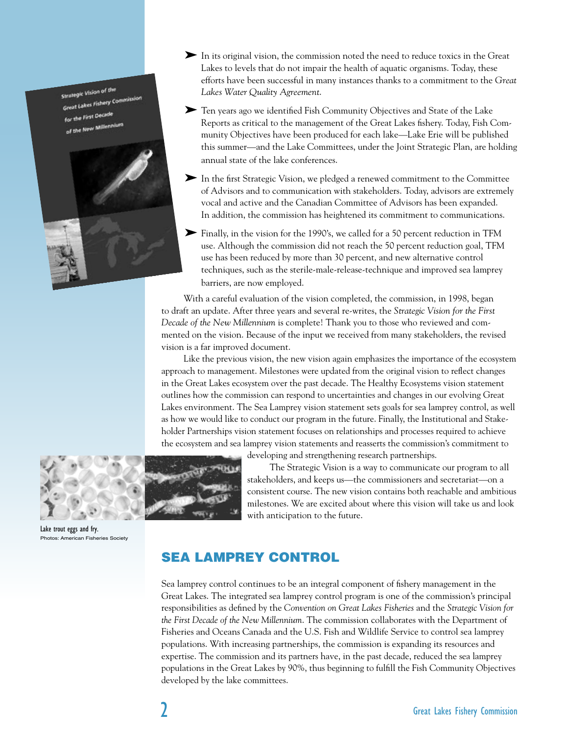- In its original vision, the commission noted the need to reduce toxics in the Great Lakes to levels that do not impair the health of aquatic organisms. Today, these efforts have been successful in many instances thanks to a commitment to the *Great Lakes Water Quality Agreement*.
- Ten years ago we identified Fish Community Objectives and State of the Lake Reports as critical to the management of the Great Lakes fishery. Today, Fish Community Objectives have been produced for each lake—Lake Erie will be published this summer—and the Lake Committees, under the Joint Strategic Plan, are holding annual state of the lake conferences.
- In the first Strategic Vision, we pledged a renewed commitment to the Committee of Advisors and to communication with stakeholders. Today, advisors are extremely vocal and active and the Canadian Committee of Advisors has been expanded. In addition, the commission has heightened its commitment to communications.
- Finally, in the vision for the 1990's, we called for a 50 percent reduction in TFM use. Although the commission did not reach the 50 percent reduction goal, TFM use has been reduced by more than 30 percent, and new alternative control techniques, such as the sterile-male-release-technique and improved sea lamprey barriers, are now employed.

Strategic Vision of the Great Lakes Fishery Commission for the First Decade of the New Millennium

With a careful evaluation of the vision completed, the commission, in 1998, began to draft an update. After three years and several re-writes, the *Strategic Vision for the First Decade of the New Millennium* is complete! Thank you to those who reviewed and commented on the vision. Because of the input we received from many stakeholders, the revised vision is a far improved document.

Like the previous vision, the new vision again emphasizes the importance of the ecosystem approach to management. Milestones were updated from the original vision to reflect changes in the Great Lakes ecosystem over the past decade. The Healthy Ecosystems vision statement outlines how the commission can respond to uncertainties and changes in our evolving Great Lakes environment. The Sea Lamprey vision statement sets goals for sea lamprey control, as well as how we would like to conduct our program in the future. Finally, the Institutional and Stakeholder Partnerships vision statement focuses on relationships and processes required to achieve the ecosystem and sea lamprey vision statements and reasserts the commission's commitment to developing and strengthening research partnerships.

The Strategic Vision is a way to communicate our program to all stakeholders, and keeps us—the commissioners and secretariat—on a consistent course. The new vision contains both reachable and ambitious milestones. We are excited about where this vision will take us and look with anticipation to the future.

Lake trout eggs and fry.
Photos: American Fisheries Society

## SEA LAMPREY CONTROL

Sea lamprey control continues to be an integral component of fishery management in the Great Lakes. The integrated sea lamprey control program is one of the commission's principal responsibilities as defined by the *Convention on Great Lakes Fisheries* and the *Strategic Vision for the First Decade of the New Millennium*. The commission collaborates with the Department of Fisheries and Oceans Canada and the U.S. Fish and Wildlife Service to control sea lamprey populations. With increasing partnerships, the commission is expanding its resources and expertise. The commission and its partners have, in the past decade, reduced the sea lamprey populations in the Great Lakes by 90%, thus beginning to fulfill the Fish Community Objectives developed by the lake committees.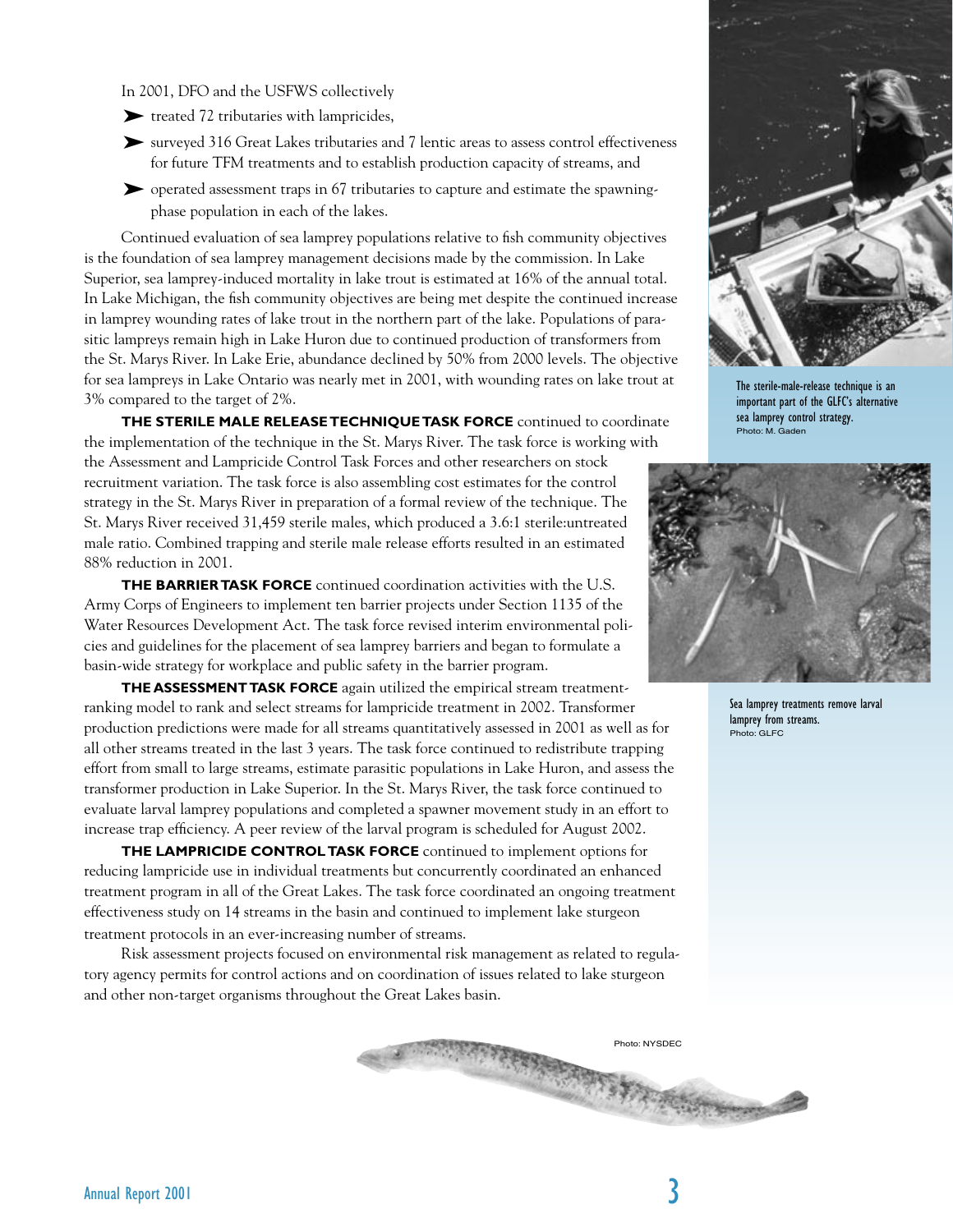In 2001, DFO and the USFWS collectively

- treated 72 tributaries with lampricides,
- surveyed 316 Great Lakes tributaries and 7 lentic areas to assess control effectiveness for future TFM treatments and to establish production capacity of streams, and
- operated assessment traps in 67 tributaries to capture and estimate the spawning-phase population in each of the lakes.

Continued evaluation of sea lamprey populations relative to fish community objectives is the foundation of sea lamprey management decisions made by the commission. In Lake Superior, sea lamprey-induced mortality in lake trout is estimated at 16% of the annual total. In Lake Michigan, the fish community objectives are being met despite the continued increase in lamprey wounding rates of lake trout in the northern part of the lake. Populations of parasitic lampreys remain high in Lake Huron due to continued production of transformers from the St. Marys River. In Lake Erie, abundance declined by 50% from 2000 levels. The objective for sea lampreys in Lake Ontario was nearly met in 2001, with wounding rates on lake trout at 3% compared to the target of 2%.

**THE STERILE MALE RELEASE TECHNIQUE TASK FORCE** continued to coordinate the implementation of the technique in the St. Marys River. The task force is working with the Assessment and Lampricide Control Task Forces and other researchers on stock recruitment variation. The task force is also assembling cost estimates for the control strategy in the St. Marys River in preparation of a formal review of the technique. The St. Marys River received 31,459 sterile males, which produced a 3.6:1 sterile:untreated male ratio. Combined trapping and sterile male release efforts resulted in an estimated 88% reduction in 2001.

**THE BARRIER TASK FORCE** continued coordination activities with the U.S. Army Corps of Engineers to implement ten barrier projects under Section 1135 of the Water Resources Development Act. The task force revised interim environmental policies and guidelines for the placement of sea lamprey barriers and began to formulate a basin-wide strategy for workplace and public safety in the barrier program.

**THE ASSESSMENT TASK FORCE** again utilized the empirical stream treatment-ranking model to rank and select streams for lampricide treatment in 2002. Transformer production predictions were made for all streams quantitatively assessed in 2001 as well as for all other streams treated in the last 3 years. The task force continued to redistribute trapping effort from small to large streams, estimate parasitic populations in Lake Huron, and assess the transformer production in Lake Superior. In the St. Marys River, the task force continued to evaluate larval lamprey populations and completed a spawner movement study in an effort to increase trap efficiency. A peer review of the larval program is scheduled for August 2002.

**THE LAMPRICIDE CONTROL TASK FORCE** continued to implement options for reducing lampricide use in individual treatments but concurrently coordinated an enhanced treatment program in all of the Great Lakes. The task force coordinated an ongoing treatment effectiveness study on 14 streams in the basin and continued to implement lake sturgeon treatment protocols in an ever-increasing number of streams.

Risk assessment projects focused on environmental risk management as related to regulatory agency permits for control actions and on coordination of issues related to lake sturgeon and other non-target organisms throughout the Great Lakes basin.

The sterile-male-release technique is an important part of the GLFC's alternative sea lamprey control strategy.
Photo: M. Gaden

Sea lamprey treatments remove larval lamprey from streams.
Photo: GLFC

Photo: NYSDEC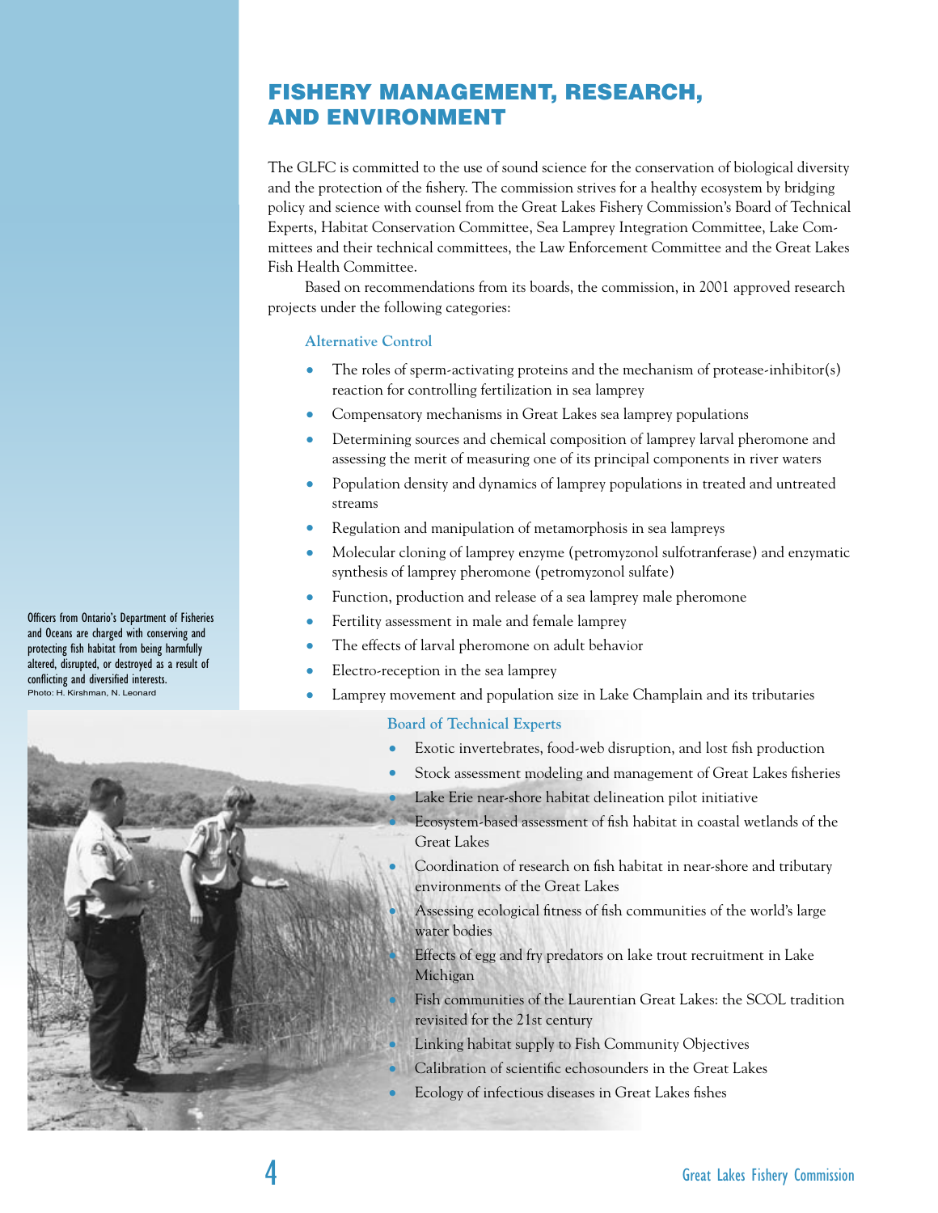## FISHERY MANAGEMENT, RESEARCH, AND ENVIRONMENT

The GLFC is committed to the use of sound science for the conservation of biological diversity and the protection of the fishery. The commission strives for a healthy ecosystem by bridging policy and science with counsel from the Great Lakes Fishery Commission's Board of Technical Experts, Habitat Conservation Committee, Sea Lamprey Integration Committee, Lake Committees and their technical committees, the Law Enforcement Committee and the Great Lakes Fish Health Committee.

Based on recommendations from its boards, the commission, in 2001 approved research projects under the following categories:

### Alternative Control

- The roles of sperm-activating proteins and the mechanism of protease-inhibitor(s) reaction for controlling fertilization in sea lamprey
- Compensatory mechanisms in Great Lakes sea lamprey populations
- Determining sources and chemical composition of lamprey larval pheromone and assessing the merit of measuring one of its principal components in river waters
- Population density and dynamics of lamprey populations in treated and untreated streams
- Regulation and manipulation of metamorphosis in sea lampreys
- Molecular cloning of lamprey enzyme (petromyzonol sulfotranferase) and enzymatic synthesis of lamprey pheromone (petromyzonol sulfate)
- Function, production and release of a sea lamprey male pheromone
- Fertility assessment in male and female lamprey
- The effects of larval pheromone on adult behavior
- Electro-reception in the sea lamprey
- Lamprey movement and population size in Lake Champlain and its tributaries

Officers from Ontario's Department of Fisheries and Oceans are charged with conserving and protecting fish habitat from being harmfully altered, disrupted, or destroyed as a result of conflicting and diversified interests.
Photo: H. Kirshman, N. Leonard

### Board of Technical Experts

- Exotic invertebrates, food-web disruption, and lost fish production
- Stock assessment modeling and management of Great Lakes fisheries
- Lake Erie near-shore habitat delineation pilot initiative
- Ecosystem-based assessment of fish habitat in coastal wetlands of the Great Lakes
- Coordination of research on fish habitat in near-shore and tributary environments of the Great Lakes
- Assessing ecological fitness of fish communities of the world's large water bodies
- Effects of egg and fry predators on lake trout recruitment in Lake Michigan
- Fish communities of the Laurentian Great Lakes: the SCOL tradition revisited for the 21st century
- Linking habitat supply to Fish Community Objectives
- Calibration of scientific echosounders in the Great Lakes
- Ecology of infectious diseases in Great Lakes fishes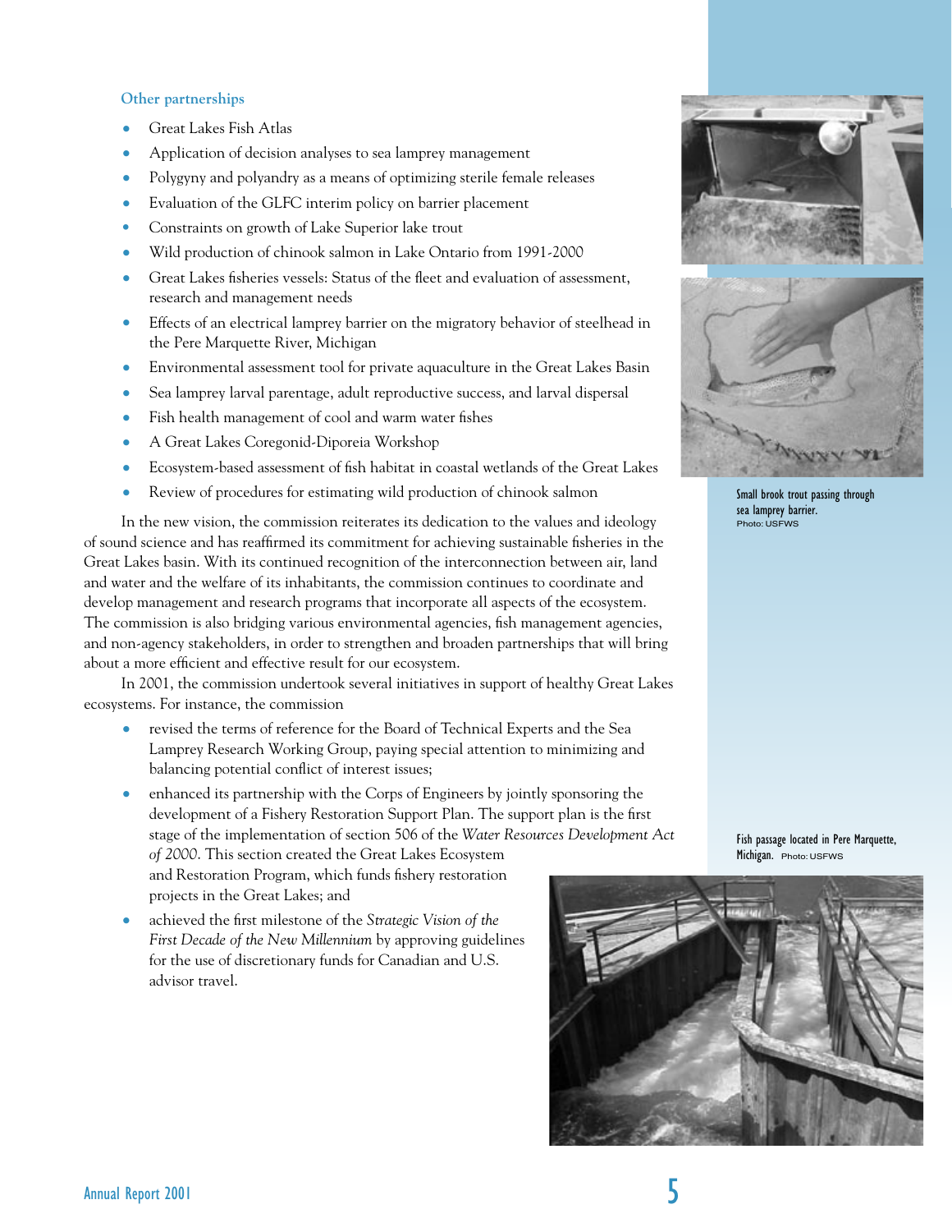### Other partnerships

- Great Lakes Fish Atlas
- Application of decision analyses to sea lamprey management
- Polygyny and polyandry as a means of optimizing sterile female releases
- Evaluation of the GLFC interim policy on barrier placement
- Constraints on growth of Lake Superior lake trout
- Wild production of chinook salmon in Lake Ontario from 1991-2000
- Great Lakes fisheries vessels: Status of the fleet and evaluation of assessment, research and management needs
- Effects of an electrical lamprey barrier on the migratory behavior of steelhead in the Pere Marquette River, Michigan
- Environmental assessment tool for private aquaculture in the Great Lakes Basin
- Sea lamprey larval parentage, adult reproductive success, and larval dispersal
- Fish health management of cool and warm water fishes
- A Great Lakes Coregonid-Diporeia Workshop
- Ecosystem-based assessment of fish habitat in coastal wetlands of the Great Lakes
- Review of procedures for estimating wild production of chinook salmon

In the new vision, the commission reiterates its dedication to the values and ideology of sound science and has reaffirmed its commitment for achieving sustainable fisheries in the Great Lakes basin. With its continued recognition of the interconnection between air, land and water and the welfare of its inhabitants, the commission continues to coordinate and develop management and research programs that incorporate all aspects of the ecosystem. The commission is also bridging various environmental agencies, fish management agencies, and non-agency stakeholders, in order to strengthen and broaden partnerships that will bring about a more efficient and effective result for our ecosystem.

In 2001, the commission undertook several initiatives in support of healthy Great Lakes ecosystems. For instance, the commission

- revised the terms of reference for the Board of Technical Experts and the Sea Lamprey Research Working Group, paying special attention to minimizing and balancing potential conflict of interest issues;
- enhanced its partnership with the Corps of Engineers by jointly sponsoring the development of a Fishery Restoration Support Plan. The support plan is the first stage of the implementation of section 506 of the *Water Resources Development Act of 2000*. This section created the Great Lakes Ecosystem and Restoration Program, which funds fishery restoration projects in the Great Lakes; and
- achieved the first milestone of the *Strategic Vision of the First Decade of the New Millennium* by approving guidelines for the use of discretionary funds for Canadian and U.S. advisor travel.

Small brook trout passing through sea lamprey barrier. Photo: USFWS

Fish passage located in Pere Marquette, Michigan. Photo: USFWS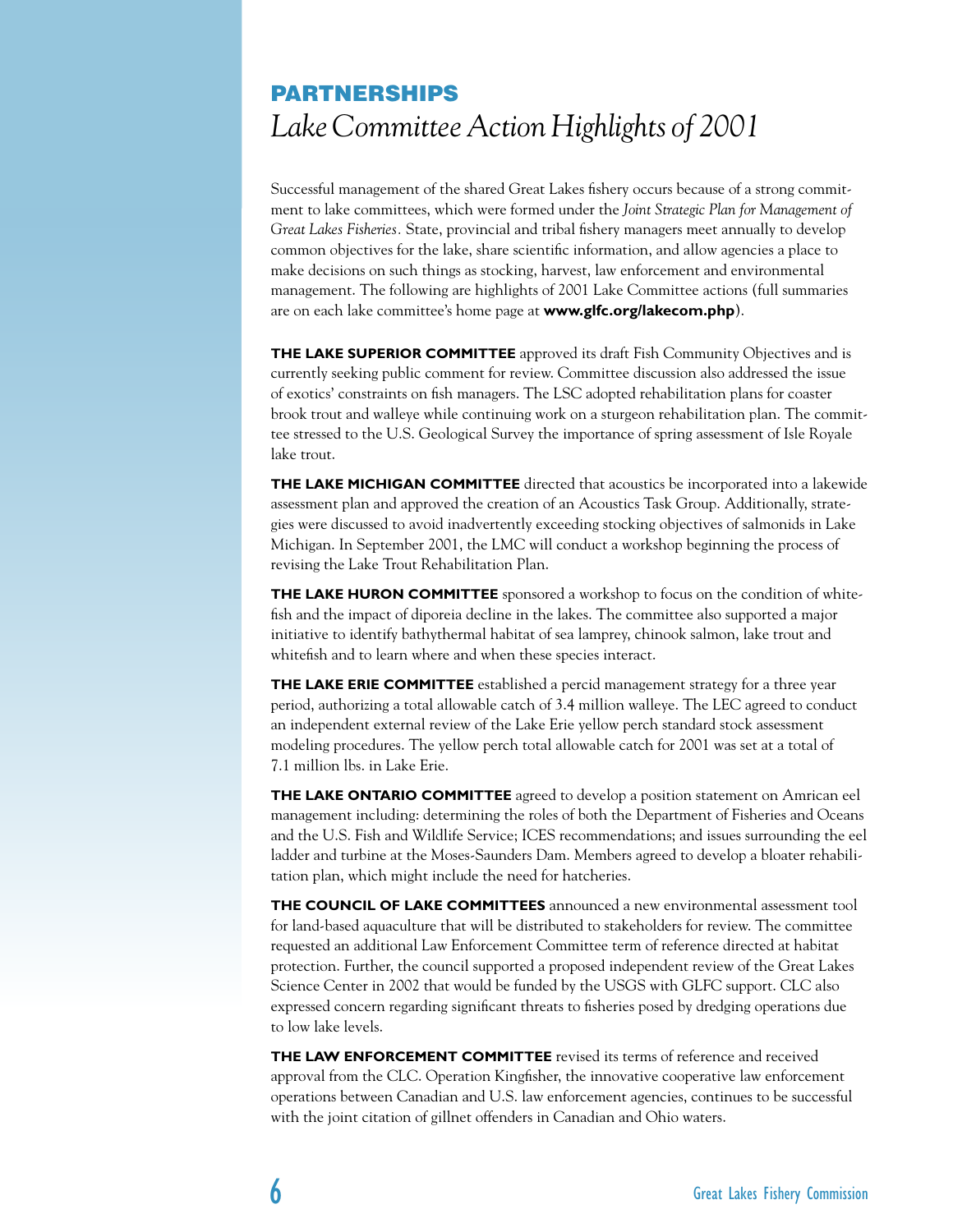# PARTNERSHIPS

## *Lake Committee Action Highlights of 2001*

Successful management of the shared Great Lakes fishery occurs because of a strong commitment to lake committees, which were formed under the *Joint Strategic Plan for Management of Great Lakes Fisheries.* State, provincial and tribal fishery managers meet annually to develop common objectives for the lake, share scientific information, and allow agencies a place to make decisions on such things as stocking, harvest, law enforcement and environmental management. The following are highlights of 2001 Lake Committee actions (full summaries are on each lake committee's home page at **www.glfc.org/lakecom.php**).

**THE LAKE SUPERIOR COMMITTEE** approved its draft Fish Community Objectives and is currently seeking public comment for review. Committee discussion also addressed the issue of exotics' constraints on fish managers. The LSC adopted rehabilitation plans for coaster brook trout and walleye while continuing work on a sturgeon rehabilitation plan. The committee stressed to the U.S. Geological Survey the importance of spring assessment of Isle Royale lake trout.

**THE LAKE MICHIGAN COMMITTEE** directed that acoustics be incorporated into a lakewide assessment plan and approved the creation of an Acoustics Task Group. Additionally, strategies were discussed to avoid inadvertently exceeding stocking objectives of salmonids in Lake Michigan. In September 2001, the LMC will conduct a workshop beginning the process of revising the Lake Trout Rehabilitation Plan.

**THE LAKE HURON COMMITTEE** sponsored a workshop to focus on the condition of whitefish and the impact of diporeia decline in the lakes. The committee also supported a major initiative to identify bathythermal habitat of sea lamprey, chinook salmon, lake trout and whitefish and to learn where and when these species interact.

**THE LAKE ERIE COMMITTEE** established a percid management strategy for a three year period, authorizing a total allowable catch of 3.4 million walleye. The LEC agreed to conduct an independent external review of the Lake Erie yellow perch standard stock assessment modeling procedures. The yellow perch total allowable catch for 2001 was set at a total of 7.1 million lbs. in Lake Erie.

**THE LAKE ONTARIO COMMITTEE** agreed to develop a position statement on Amrican eel management including: determining the roles of both the Department of Fisheries and Oceans and the U.S. Fish and Wildlife Service; ICES recommendations; and issues surrounding the eel ladder and turbine at the Moses-Saunders Dam. Members agreed to develop a bloater rehabilitation plan, which might include the need for hatcheries.

**THE COUNCIL OF LAKE COMMITTEES** announced a new environmental assessment tool for land-based aquaculture that will be distributed to stakeholders for review. The committee requested an additional Law Enforcement Committee term of reference directed at habitat protection. Further, the council supported a proposed independent review of the Great Lakes Science Center in 2002 that would be funded by the USGS with GLFC support. CLC also expressed concern regarding significant threats to fisheries posed by dredging operations due to low lake levels.

**THE LAW ENFORCEMENT COMMITTEE** revised its terms of reference and received approval from the CLC. Operation Kingfisher, the innovative cooperative law enforcement operations between Canadian and U.S. law enforcement agencies, continues to be successful with the joint citation of gillnet offenders in Canadian and Ohio waters.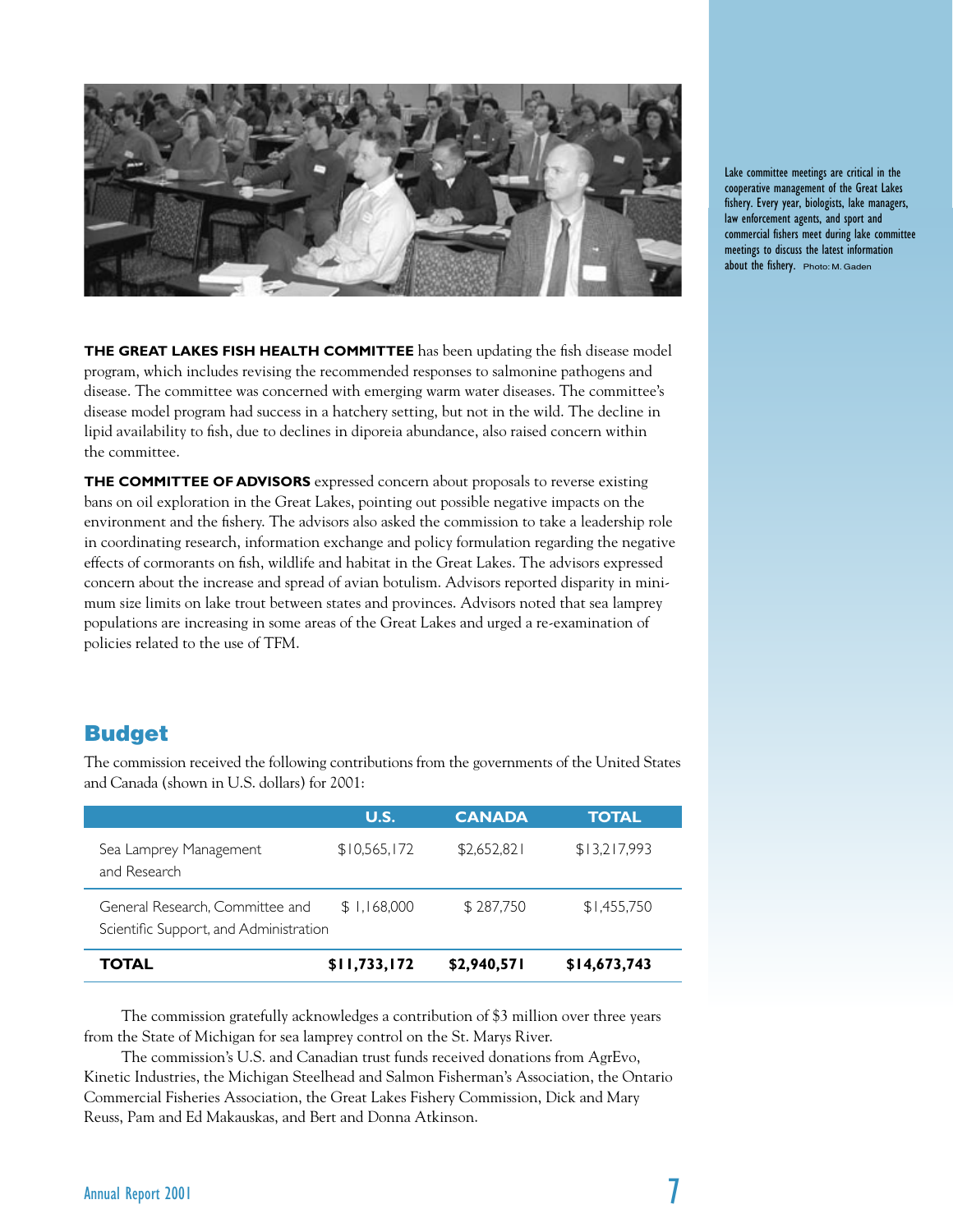Lake committee meetings are critical in the cooperative management of the Great Lakes fishery. Every year, biologists, lake managers, law enforcement agents, and sport and commercial fishers meet during lake committee meetings to discuss the latest information about the fishery. Photo: M. Gaden

**THE GREAT LAKES FISH HEALTH COMMITTEE** has been updating the fish disease model program, which includes revising the recommended responses to salmonine pathogens and disease. The committee was concerned with emerging warm water diseases. The committee's disease model program had success in a hatchery setting, but not in the wild. The decline in lipid availability to fish, due to declines in diporeia abundance, also raised concern within the committee.

**THE COMMITTEE OF ADVISORS** expressed concern about proposals to reverse existing bans on oil exploration in the Great Lakes, pointing out possible negative impacts on the environment and the fishery. The advisors also asked the commission to take a leadership role in coordinating research, information exchange and policy formulation regarding the negative effects of cormorants on fish, wildlife and habitat in the Great Lakes. The advisors expressed concern about the increase and spread of avian botulism. Advisors reported disparity in minimum size limits on lake trout between states and provinces. Advisors noted that sea lamprey populations are increasing in some areas of the Great Lakes and urged a re-examination of policies related to the use of TFM.

## Budget

The commission received the following contributions from the governments of the United States and Canada (shown in U.S. dollars) for 2001:

| | U.S. | CANADA | TOTAL |
|---|---|---|---|
| Sea Lamprey Management and Research | $10,565,172 | $2,652,821 | $13,217,993 |
| General Research, Committee and Scientific Support, and Administration | $ 1,168,000 | $ 287,750 | $1,455,750 |
| **TOTAL** | **$11,733,172** | **$2,940,571** | **$14,673,743** |

The commission gratefully acknowledges a contribution of $3 million over three years from the State of Michigan for sea lamprey control on the St. Marys River.

The commission's U.S. and Canadian trust funds received donations from AgrEvo, Kinetic Industries, the Michigan Steelhead and Salmon Fisherman's Association, the Ontario Commercial Fisheries Association, the Great Lakes Fishery Commission, Dick and Mary Reuss, Pam and Ed Makauskas, and Bert and Donna Atkinson.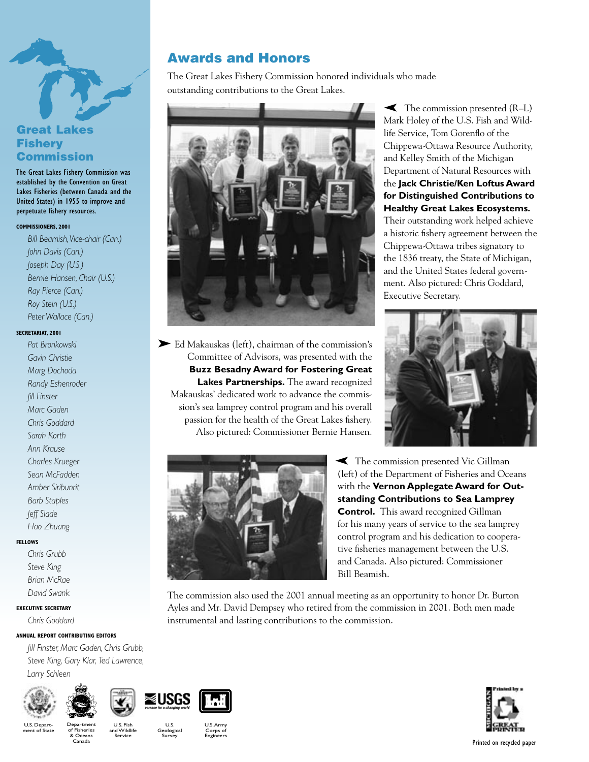## Great Lakes Fishery Commission

The Great Lakes Fishery Commission was established by the Convention on Great Lakes Fisheries (between Canada and the United States) in 1955 to improve and perpetuate fishery resources.

**COMMISSIONERS, 2001**

*Bill Beamish, Vice-chair (Can.)*
*John Davis (Can.)*
*Joseph Day (U.S.)*
*Bernie Hansen, Chair (U.S.)*
*Ray Pierce (Can.)*
*Roy Stein (U.S.)*
*Peter Wallace (Can.)*

**SECRETARIAT, 2001**

*Pat Bronkowski*
*Gavin Christie*
*Marg Dochoda*
*Randy Eshenroder*
*Jill Finster*
*Marc Gaden*
*Chris Goddard*
*Sarah Korth*
*Ann Krause*
*Charles Krueger*
*Sean McFadden*
*Amber Siribunrit*
*Barb Staples*
*Jeff Slade*
*Hao Zhuang*

**FELLOWS**

*Chris Grubb*
*Steve King*
*Brian McRae*
*David Swank*

**EXECUTIVE SECRETARY**

*Chris Goddard*

**ANNUAL REPORT CONTRIBUTING EDITORS**

*Jill Finster, Marc Gaden, Chris Grubb, Steve King, Gary Klar, Ted Lawrence, Larry Schleen*

U.S. Department of State
Department of Fisheries & Oceans Canada
U.S. Fish and Wildlife Service
U.S. Geological Survey
U.S. Army Corps of Engineers

# Awards and Honors

The Great Lakes Fishery Commission honored individuals who made outstanding contributions to the Great Lakes.

The commission presented (R–L) Mark Holey of the U.S. Fish and Wildlife Service, Tom Gorenflo of the Chippewa-Ottawa Resource Authority, and Kelley Smith of the Michigan Department of Natural Resources with the **Jack Christie/Ken Loftus Award for Distinguished Contributions to Healthy Great Lakes Ecosystems.** Their outstanding work helped achieve a historic fishery agreement between the Chippewa-Ottawa tribes signatory to the 1836 treaty, the State of Michigan, and the United States federal government. Also pictured: Chris Goddard, Executive Secretary.

Ed Makauskas (left), chairman of the commission's Committee of Advisors, was presented with the **Buzz Besadny Award for Fostering Great Lakes Partnerships.** The award recognized Makauskas' dedicated work to advance the commission's sea lamprey control program and his overall passion for the health of the Great Lakes fishery. Also pictured: Commissioner Bernie Hansen.

The commission presented Vic Gillman (left) of the Department of Fisheries and Oceans with the **Vernon Applegate Award for Outstanding Contributions to Sea Lamprey Control.** This award recognized Gillman for his many years of service to the sea lamprey control program and his dedication to cooperative fisheries management between the U.S. and Canada. Also pictured: Commissioner Bill Beamish.

The commission also used the 2001 annual meeting as an opportunity to honor Dr. Burton Ayles and Mr. David Dempsey who retired from the commission in 2001. Both men made instrumental and lasting contributions to the commission.

Printed by a Michigan Great Printer

Printed on recycled paper